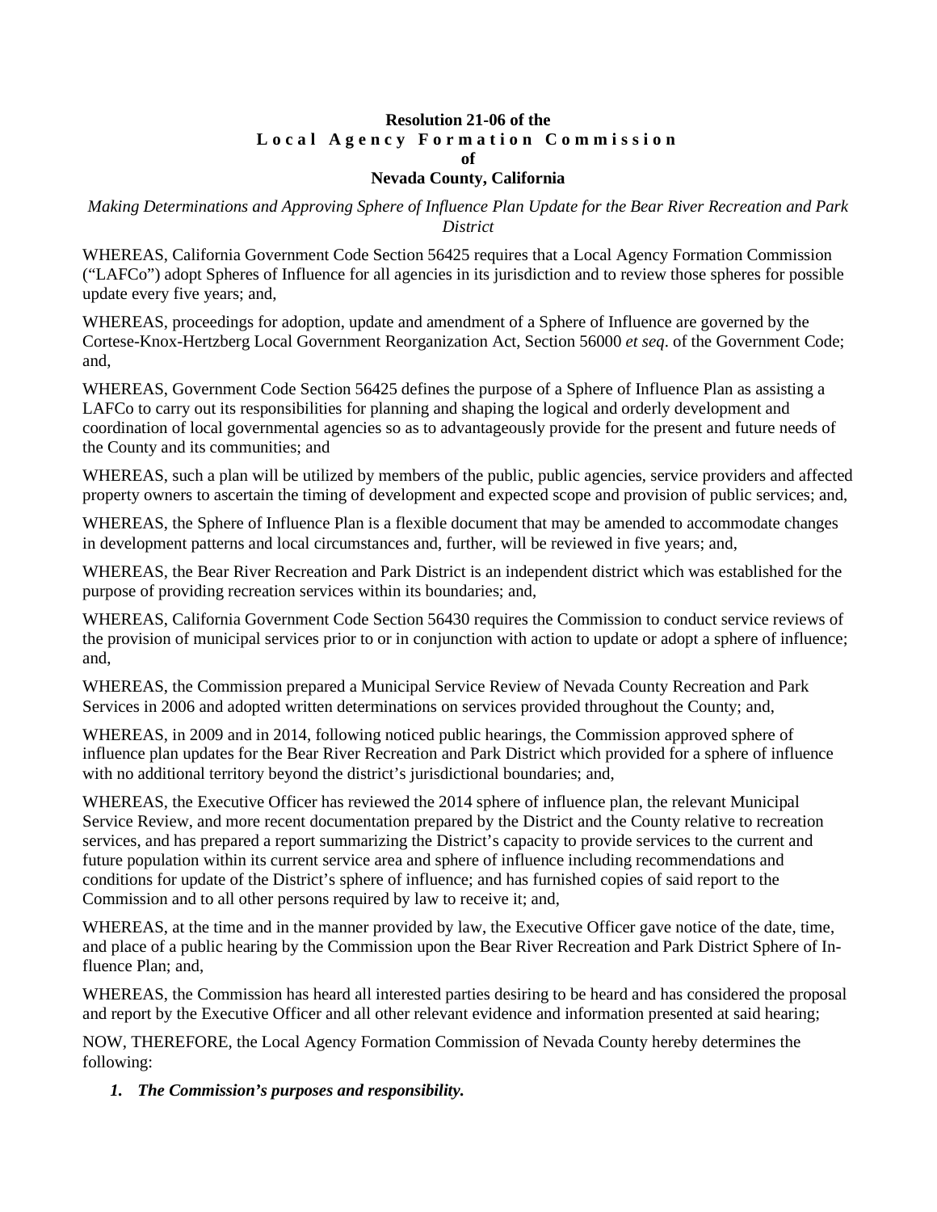**Resolution 21-06 of the**
**Local Agency Formation Commission**
**of**
**Nevada County, California**

*Making Determinations and Approving Sphere of Influence Plan Update for the Bear River Recreation and Park District*

WHEREAS, California Government Code Section 56425 requires that a Local Agency Formation Commission ("LAFCo") adopt Spheres of Influence for all agencies in its jurisdiction and to review those spheres for possible update every five years; and,

WHEREAS, proceedings for adoption, update and amendment of a Sphere of Influence are governed by the Cortese-Knox-Hertzberg Local Government Reorganization Act, Section 56000 *et seq*. of the Government Code; and,

WHEREAS, Government Code Section 56425 defines the purpose of a Sphere of Influence Plan as assisting a LAFCo to carry out its responsibilities for planning and shaping the logical and orderly development and coordination of local governmental agencies so as to advantageously provide for the present and future needs of the County and its communities; and

WHEREAS, such a plan will be utilized by members of the public, public agencies, service providers and affected property owners to ascertain the timing of development and expected scope and provision of public services; and,

WHEREAS, the Sphere of Influence Plan is a flexible document that may be amended to accommodate changes in development patterns and local circumstances and, further, will be reviewed in five years; and,

WHEREAS, the Bear River Recreation and Park District is an independent district which was established for the purpose of providing recreation services within its boundaries; and,

WHEREAS, California Government Code Section 56430 requires the Commission to conduct service reviews of the provision of municipal services prior to or in conjunction with action to update or adopt a sphere of influence; and,

WHEREAS, the Commission prepared a Municipal Service Review of Nevada County Recreation and Park Services in 2006 and adopted written determinations on services provided throughout the County; and,

WHEREAS, in 2009 and in 2014, following noticed public hearings, the Commission approved sphere of influence plan updates for the Bear River Recreation and Park District which provided for a sphere of influence with no additional territory beyond the district's jurisdictional boundaries; and,

WHEREAS, the Executive Officer has reviewed the 2014 sphere of influence plan, the relevant Municipal Service Review, and more recent documentation prepared by the District and the County relative to recreation services, and has prepared a report summarizing the District's capacity to provide services to the current and future population within its current service area and sphere of influence including recommendations and conditions for update of the District's sphere of influence; and has furnished copies of said report to the Commission and to all other persons required by law to receive it; and,

WHEREAS, at the time and in the manner provided by law, the Executive Officer gave notice of the date, time, and place of a public hearing by the Commission upon the Bear River Recreation and Park District Sphere of Influence Plan; and,

WHEREAS, the Commission has heard all interested parties desiring to be heard and has considered the proposal and report by the Executive Officer and all other relevant evidence and information presented at said hearing;

NOW, THEREFORE, the Local Agency Formation Commission of Nevada County hereby determines the following:

1. ***The Commission's purposes and responsibility.***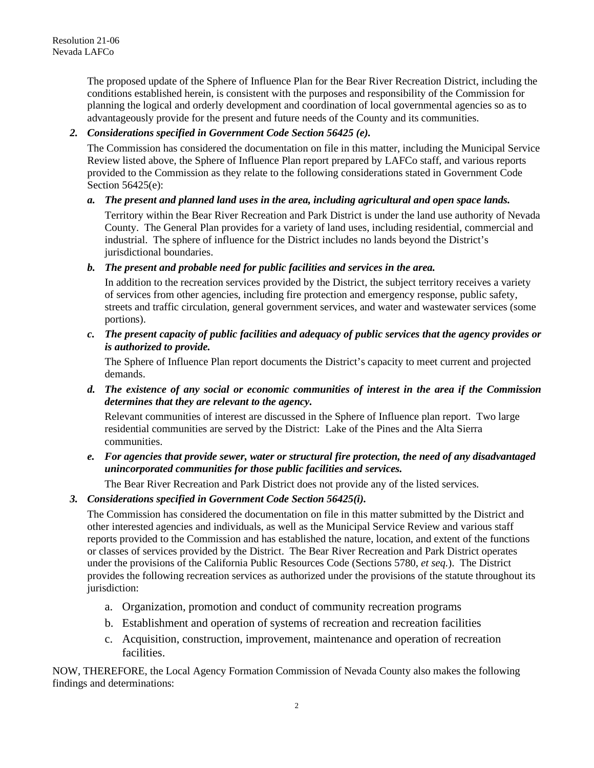The proposed update of the Sphere of Influence Plan for the Bear River Recreation District, including the conditions established herein, is consistent with the purposes and responsibility of the Commission for planning the logical and orderly development and coordination of local governmental agencies so as to advantageously provide for the present and future needs of the County and its communities.

2. ***Considerations specified in Government Code Section 56425 (e).***

   The Commission has considered the documentation on file in this matter, including the Municipal Service Review listed above, the Sphere of Influence Plan report prepared by LAFCo staff, and various reports provided to the Commission as they relate to the following considerations stated in Government Code Section 56425(e):

   a. ***The present and planned land uses in the area, including agricultural and open space lands.***

      Territory within the Bear River Recreation and Park District is under the land use authority of Nevada County. The General Plan provides for a variety of land uses, including residential, commercial and industrial. The sphere of influence for the District includes no lands beyond the District's jurisdictional boundaries.

   b. ***The present and probable need for public facilities and services in the area.***

      In addition to the recreation services provided by the District, the subject territory receives a variety of services from other agencies, including fire protection and emergency response, public safety, streets and traffic circulation, general government services, and water and wastewater services (some portions).

   c. ***The present capacity of public facilities and adequacy of public services that the agency provides or is authorized to provide.***

      The Sphere of Influence Plan report documents the District's capacity to meet current and projected demands.

   d. ***The existence of any social or economic communities of interest in the area if the Commission determines that they are relevant to the agency.***

      Relevant communities of interest are discussed in the Sphere of Influence plan report. Two large residential communities are served by the District: Lake of the Pines and the Alta Sierra communities.

   e. ***For agencies that provide sewer, water or structural fire protection, the need of any disadvantaged unincorporated communities for those public facilities and services.***

      The Bear River Recreation and Park District does not provide any of the listed services.

3. ***Considerations specified in Government Code Section 56425(i).***

   The Commission has considered the documentation on file in this matter submitted by the District and other interested agencies and individuals, as well as the Municipal Service Review and various staff reports provided to the Commission and has established the nature, location, and extent of the functions or classes of services provided by the District. The Bear River Recreation and Park District operates under the provisions of the California Public Resources Code (Sections 5780, *et seq.*). The District provides the following recreation services as authorized under the provisions of the statute throughout its jurisdiction:

   a. Organization, promotion and conduct of community recreation programs
   b. Establishment and operation of systems of recreation and recreation facilities
   c. Acquisition, construction, improvement, maintenance and operation of recreation facilities.

NOW, THEREFORE, the Local Agency Formation Commission of Nevada County also makes the following findings and determinations: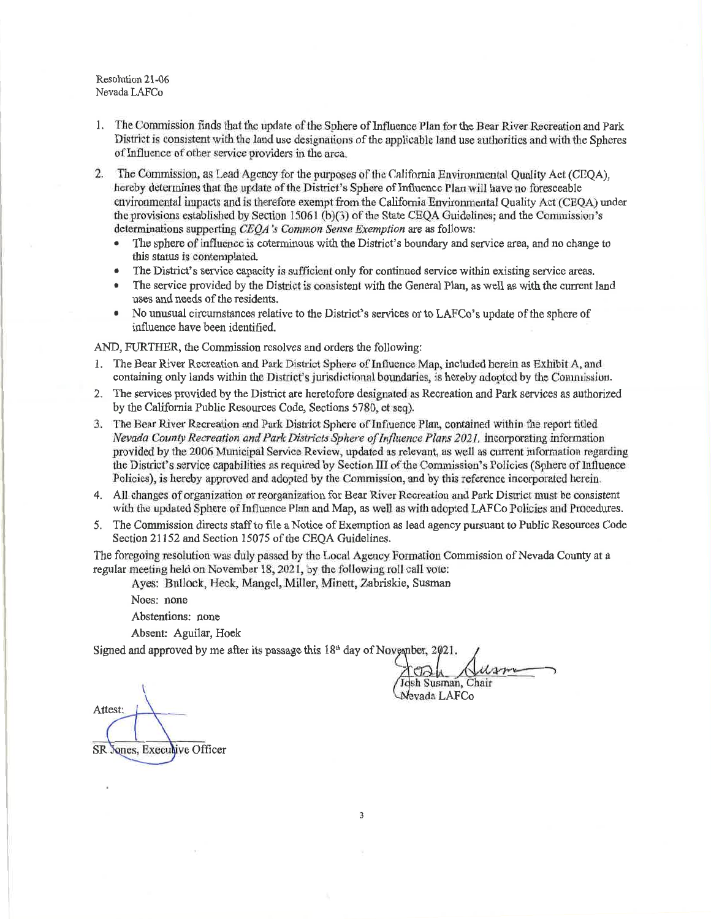Resolution 21-06
Nevada LAFCo

1. The Commission finds that the update of the Sphere of Influence Plan for the Bear River Recreation and Park District is consistent with the land use designations of the applicable land use authorities and with the Spheres of Influence of other service providers in the area.
2. The Commission, as Lead Agency for the purposes of the California Environmental Quality Act (CEQA), hereby determines that the update of the District's Sphere of Influence Plan will have no foreseeable environmental impacts and is therefore exempt from the California Environmental Quality Act (CEQA) under the provisions established by Section 15061 (b)(3) of the State CEQA Guidelines; and the Commission's determinations supporting *CEQA's Common Sense Exemption* are as follows:
   - The sphere of influence is coterminous with the District's boundary and service area, and no change to this status is contemplated.
   - The District's service capacity is sufficient only for continued service within existing service areas.
   - The service provided by the District is consistent with the General Plan, as well as with the current land uses and needs of the residents.
   - No unusual circumstances relative to the District's services or to LAFCo's update of the sphere of influence have been identified.

AND, FURTHER, the Commission resolves and orders the following:

1. The Bear River Recreation and Park District Sphere of Influence Map, included herein as Exhibit A, and containing only lands within the District's jurisdictional boundaries, is hereby adopted by the Commission.
2. The services provided by the District are heretofore designated as Recreation and Park services as authorized by the California Public Resources Code, Sections 5780, et seq).
3. The Bear River Recreation and Park District Sphere of Influence Plan, contained within the report titled *Nevada County Recreation and Park Districts Sphere of Influence Plans 2021*, incorporating information provided by the 2006 Municipal Service Review, updated as relevant, as well as current information regarding the District's service capabilities as required by Section III of the Commission's Policies (Sphere of Influence Policies), is hereby approved and adopted by the Commission, and by this reference incorporated herein.
4. All changes of organization or reorganization for Bear River Recreation and Park District must be consistent with the updated Sphere of Influence Plan and Map, as well as with adopted LAFCo Policies and Procedures.
5. The Commission directs staff to file a Notice of Exemption as lead agency pursuant to Public Resources Code Section 21152 and Section 15075 of the CEQA Guidelines.

The foregoing resolution was duly passed by the Local Agency Formation Commission of Nevada County at a regular meeting held on November 18, 2021, by the following roll call vote:

Ayes: Bullock, Heck, Mangel, Miller, Minett, Zabriskie, Susman

Noes: none

Abstentions: none

Absent: Aguilar, Hoek

Signed and approved by me after its passage this 18th day of November, 2021.

Josh Susman, Chair
Nevada LAFCo

Attest:

SR Jones, Executive Officer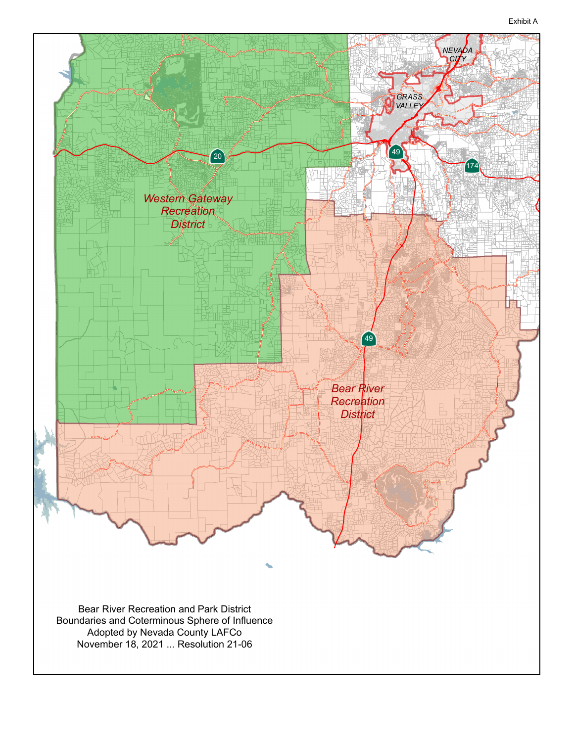Exhibit A

NEVADA CITY

GRASS VALLEY

20

49

174

Western Gateway Recreation District

49

Bear River Recreation District

Bear River Recreation and Park District
Boundaries and Coterminous Sphere of Influence
Adopted by Nevada County LAFCo
November 18, 2021 ... Resolution 21-06